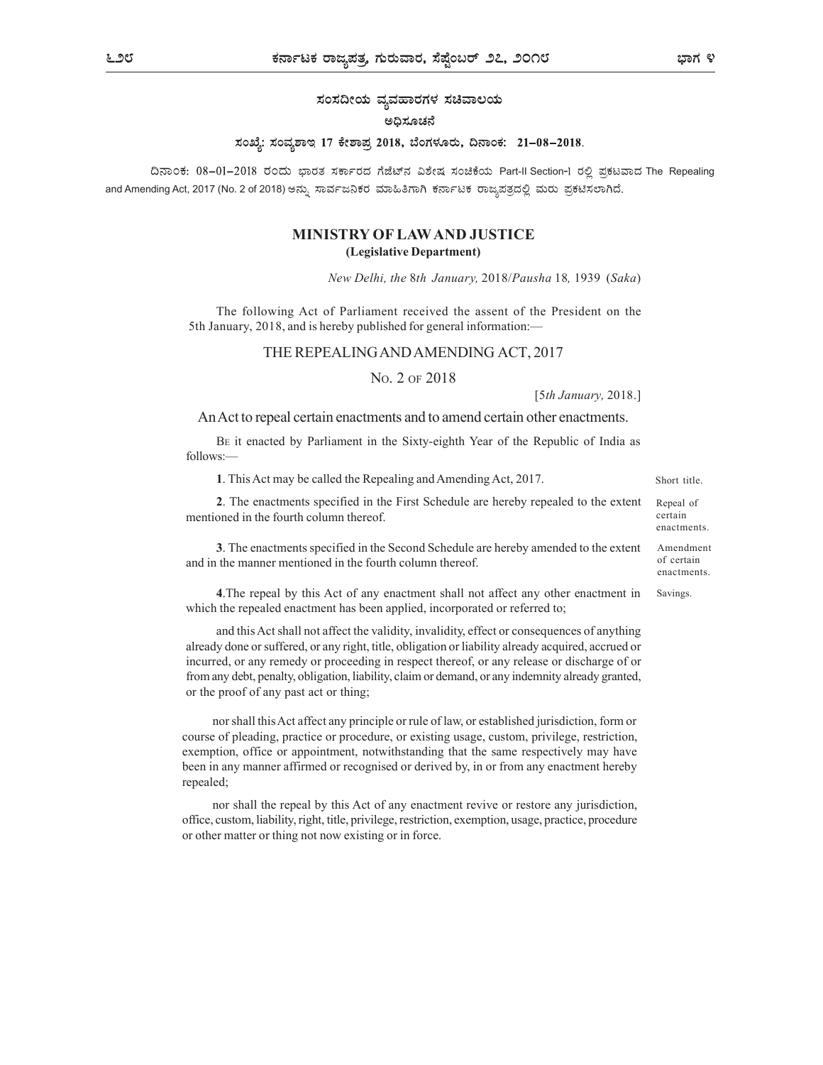## ಸಂಸದೀಯ ವ್ಯವಹಾರಗಳ ಸಚಿವಾಲಯ

### ಅಧಿಸೂಚನೆ

**ಸಂಖ್ಯೆ: ಸಂವ್ಯಶಾಇ 17 ಕೇಶಾಪ್ರ 2018, ಬೆಂಗಳೂರು, ದಿನಾಂಕ: 21-08-2018.**

ದಿನಾಂಕ: 08-01-2018 ರಂದು ಭಾರತ ಸರ್ಕಾರದ ಗೆಜೆಟ್‌ನ ವಿಶೇಷ ಸಂಚಿಕೆಯ Part-II Section-I ರಲ್ಲಿ ಪ್ರಕಟವಾದ The Repealing and Amending Act, 2017 (No. 2 of 2018) ಅನ್ನು ಸಾರ್ವಜನಿಕರ ಮಾಹಿತಿಗಾಗಿ ಕರ್ನಾಟಕ ರಾಜ್ಯಪತ್ರದಲ್ಲಿ ಮರು ಪ್ರಕಟಿಸಲಾಗಿದೆ.

## MINISTRY OF LAW AND JUSTICE

**(Legislative Department)**

*New Delhi, the 8th January,* 2018/*Pausha* 18, 1939 (*Saka*)

The following Act of Parliament received the assent of the President on the 5th January, 2018, and is hereby published for general information:—

## THE REPEALING AND AMENDING ACT, 2017

### No. 2 of 2018

[*5th January,* 2018.]

An Act to repeal certain enactments and to amend certain other enactments.

Be it enacted by Parliament in the Sixty-eighth Year of the Republic of India as follows:—

Short title.

**1**. This Act may be called the Repealing and Amending Act, 2017.

Repeal of certain enactments.

**2**. The enactments specified in the First Schedule are hereby repealed to the extent mentioned in the fourth column thereof.

Amendment of certain enactments.

**3**. The enactments specified in the Second Schedule are hereby amended to the extent and in the manner mentioned in the fourth column thereof.

Savings.

**4**.The repeal by this Act of any enactment shall not affect any other enactment in which the repealed enactment has been applied, incorporated or referred to;

and this Act shall not affect the validity, invalidity, effect or consequences of anything already done or suffered, or any right, title, obligation or liability already acquired, accrued or incurred, or any remedy or proceeding in respect thereof, or any release or discharge of or from any debt, penalty, obligation, liability, claim or demand, or any indemnity already granted, or the proof of any past act or thing;

nor shall this Act affect any principle or rule of law, or established jurisdiction, form or course of pleading, practice or procedure, or existing usage, custom, privilege, restriction, exemption, office or appointment, notwithstanding that the same respectively may have been in any manner affirmed or recognised or derived by, in or from any enactment hereby repealed;

nor shall the repeal by this Act of any enactment revive or restore any jurisdiction, office, custom, liability, right, title, privilege, restriction, exemption, usage, practice, procedure or other matter or thing not now existing or in force.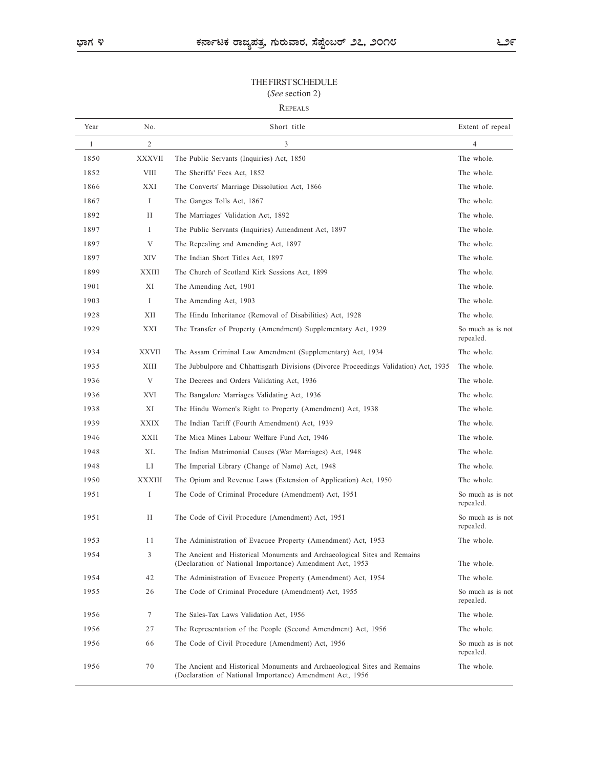THE FIRST SCHEDULE

(*See* section 2)

REPEALS

| Year | No. | Short title | Extent of repeal |
|---|---|---|---|
| 1 | 2 | 3 | 4 |
| 1850 | XXXVII | The Public Servants (Inquiries) Act, 1850 | The whole. |
| 1852 | VIII | The Sheriffs' Fees Act, 1852 | The whole. |
| 1866 | XXI | The Converts' Marriage Dissolution Act, 1866 | The whole. |
| 1867 | I | The Ganges Tolls Act, 1867 | The whole. |
| 1892 | II | The Marriages' Validation Act, 1892 | The whole. |
| 1897 | I | The Public Servants (Inquiries) Amendment Act, 1897 | The whole. |
| 1897 | V | The Repealing and Amending Act, 1897 | The whole. |
| 1897 | XIV | The Indian Short Titles Act, 1897 | The whole. |
| 1899 | XXIII | The Church of Scotland Kirk Sessions Act, 1899 | The whole. |
| 1901 | XI | The Amending Act, 1901 | The whole. |
| 1903 | I | The Amending Act, 1903 | The whole. |
| 1928 | XII | The Hindu Inheritance (Removal of Disabilities) Act, 1928 | The whole. |
| 1929 | XXI | The Transfer of Property (Amendment) Supplementary Act, 1929 | So much as is not repealed. |
| 1934 | XXVII | The Assam Criminal Law Amendment (Supplementary) Act, 1934 | The whole. |
| 1935 | XIII | The Jubbulpore and Chhattisgarh Divisions (Divorce Proceedings Validation) Act, 1935 | The whole. |
| 1936 | V | The Decrees and Orders Validating Act, 1936 | The whole. |
| 1936 | XVI | The Bangalore Marriages Validating Act, 1936 | The whole. |
| 1938 | XI | The Hindu Women's Right to Property (Amendment) Act, 1938 | The whole. |
| 1939 | XXIX | The Indian Tariff (Fourth Amendment) Act, 1939 | The whole. |
| 1946 | XXII | The Mica Mines Labour Welfare Fund Act, 1946 | The whole. |
| 1948 | XL | The Indian Matrimonial Causes (War Marriages) Act, 1948 | The whole. |
| 1948 | LI | The Imperial Library (Change of Name) Act, 1948 | The whole. |
| 1950 | XXXIII | The Opium and Revenue Laws (Extension of Application) Act, 1950 | The whole. |
| 1951 | I | The Code of Criminal Procedure (Amendment) Act, 1951 | So much as is not repealed. |
| 1951 | II | The Code of Civil Procedure (Amendment) Act, 1951 | So much as is not repealed. |
| 1953 | 11 | The Administration of Evacuee Property (Amendment) Act, 1953 | The whole. |
| 1954 | 3 | The Ancient and Historical Monuments and Archaeological Sites and Remains (Declaration of National Importance) Amendment Act, 1953 | The whole. |
| 1954 | 42 | The Administration of Evacuee Property (Amendment) Act, 1954 | The whole. |
| 1955 | 26 | The Code of Criminal Procedure (Amendment) Act, 1955 | So much as is not repealed. |
| 1956 | 7 | The Sales-Tax Laws Validation Act, 1956 | The whole. |
| 1956 | 27 | The Representation of the People (Second Amendment) Act, 1956 | The whole. |
| 1956 | 66 | The Code of Civil Procedure (Amendment) Act, 1956 | So much as is not repealed. |
| 1956 | 70 | The Ancient and Historical Monuments and Archaeological Sites and Remains (Declaration of National Importance) Amendment Act, 1956 | The whole. |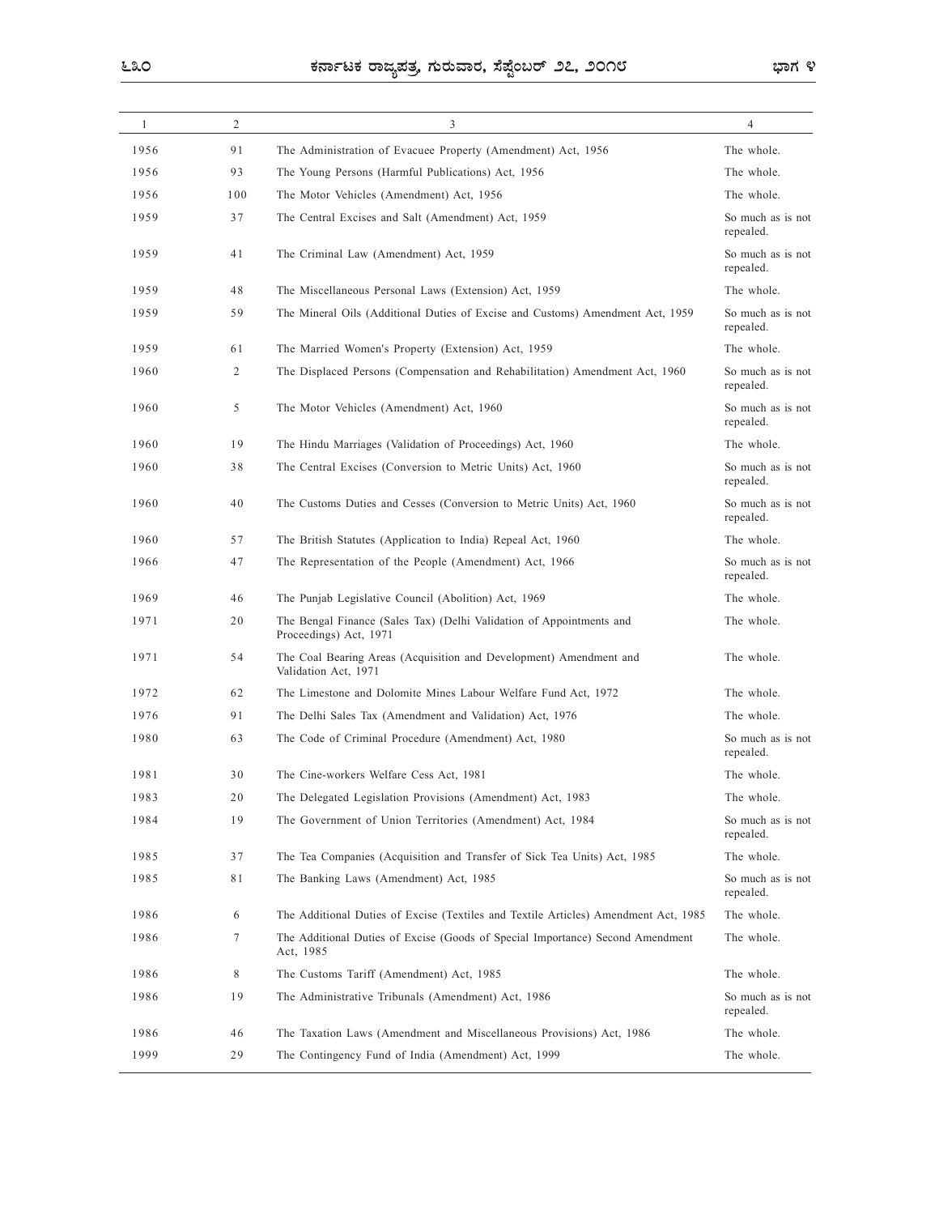| 1 | 2 | 3 | 4 |
|---|---|---|---|
| 1956 | 91 | The Administration of Evacuee Property (Amendment) Act, 1956 | The whole. |
| 1956 | 93 | The Young Persons (Harmful Publications) Act, 1956 | The whole. |
| 1956 | 100 | The Motor Vehicles (Amendment) Act, 1956 | The whole. |
| 1959 | 37 | The Central Excises and Salt (Amendment) Act, 1959 | So much as is not repealed. |
| 1959 | 41 | The Criminal Law (Amendment) Act, 1959 | So much as is not repealed. |
| 1959 | 48 | The Miscellaneous Personal Laws (Extension) Act, 1959 | The whole. |
| 1959 | 59 | The Mineral Oils (Additional Duties of Excise and Customs) Amendment Act, 1959 | So much as is not repealed. |
| 1959 | 61 | The Married Women's Property (Extension) Act, 1959 | The whole. |
| 1960 | 2 | The Displaced Persons (Compensation and Rehabilitation) Amendment Act, 1960 | So much as is not repealed. |
| 1960 | 5 | The Motor Vehicles (Amendment) Act, 1960 | So much as is not repealed. |
| 1960 | 19 | The Hindu Marriages (Validation of Proceedings) Act, 1960 | The whole. |
| 1960 | 38 | The Central Excises (Conversion to Metric Units) Act, 1960 | So much as is not repealed. |
| 1960 | 40 | The Customs Duties and Cesses (Conversion to Metric Units) Act, 1960 | So much as is not repealed. |
| 1960 | 57 | The British Statutes (Application to India) Repeal Act, 1960 | The whole. |
| 1966 | 47 | The Representation of the People (Amendment) Act, 1966 | So much as is not repealed. |
| 1969 | 46 | The Punjab Legislative Council (Abolition) Act, 1969 | The whole. |
| 1971 | 20 | The Bengal Finance (Sales Tax) (Delhi Validation of Appointments and Proceedings) Act, 1971 | The whole. |
| 1971 | 54 | The Coal Bearing Areas (Acquisition and Development) Amendment and Validation Act, 1971 | The whole. |
| 1972 | 62 | The Limestone and Dolomite Mines Labour Welfare Fund Act, 1972 | The whole. |
| 1976 | 91 | The Delhi Sales Tax (Amendment and Validation) Act, 1976 | The whole. |
| 1980 | 63 | The Code of Criminal Procedure (Amendment) Act, 1980 | So much as is not repealed. |
| 1981 | 30 | The Cine-workers Welfare Cess Act, 1981 | The whole. |
| 1983 | 20 | The Delegated Legislation Provisions (Amendment) Act, 1983 | The whole. |
| 1984 | 19 | The Government of Union Territories (Amendment) Act, 1984 | So much as is not repealed. |
| 1985 | 37 | The Tea Companies (Acquisition and Transfer of Sick Tea Units) Act, 1985 | The whole. |
| 1985 | 81 | The Banking Laws (Amendment) Act, 1985 | So much as is not repealed. |
| 1986 | 6 | The Additional Duties of Excise (Textiles and Textile Articles) Amendment Act, 1985 | The whole. |
| 1986 | 7 | The Additional Duties of Excise (Goods of Special Importance) Second Amendment Act, 1985 | The whole. |
| 1986 | 8 | The Customs Tariff (Amendment) Act, 1985 | The whole. |
| 1986 | 19 | The Administrative Tribunals (Amendment) Act, 1986 | So much as is not repealed. |
| 1986 | 46 | The Taxation Laws (Amendment and Miscellaneous Provisions) Act, 1986 | The whole. |
| 1999 | 29 | The Contingency Fund of India (Amendment) Act, 1999 | The whole. |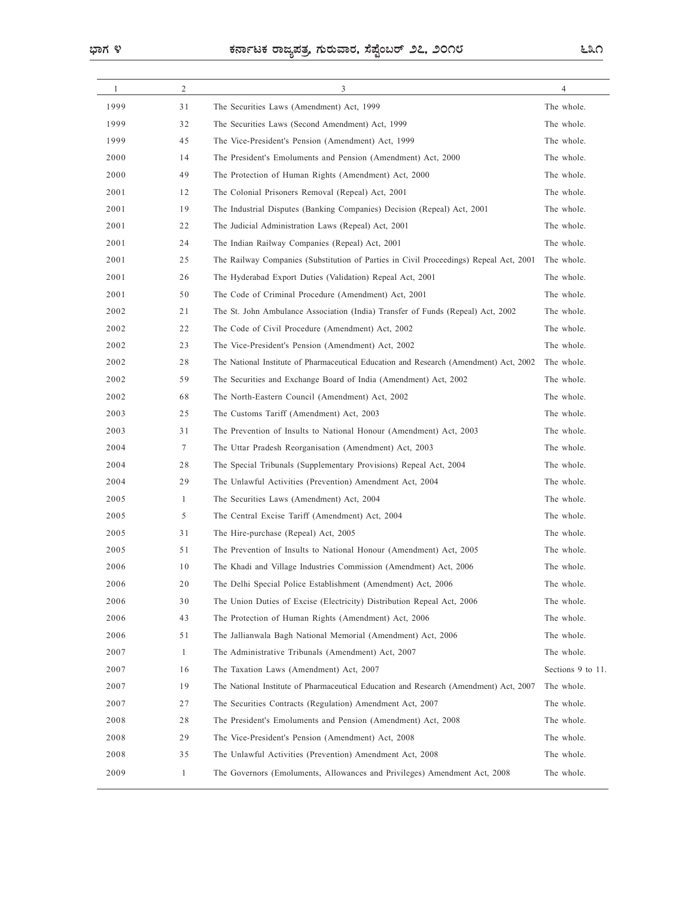| 1 | 2 | 3 | 4 |
|---|---|---|---|
| 1999 | 31 | The Securities Laws (Amendment) Act, 1999 | The whole. |
| 1999 | 32 | The Securities Laws (Second Amendment) Act, 1999 | The whole. |
| 1999 | 45 | The Vice-President's Pension (Amendment) Act, 1999 | The whole. |
| 2000 | 14 | The President's Emoluments and Pension (Amendment) Act, 2000 | The whole. |
| 2000 | 49 | The Protection of Human Rights (Amendment) Act, 2000 | The whole. |
| 2001 | 12 | The Colonial Prisoners Removal (Repeal) Act, 2001 | The whole. |
| 2001 | 19 | The Industrial Disputes (Banking Companies) Decision (Repeal) Act, 2001 | The whole. |
| 2001 | 22 | The Judicial Administration Laws (Repeal) Act, 2001 | The whole. |
| 2001 | 24 | The Indian Railway Companies (Repeal) Act, 2001 | The whole. |
| 2001 | 25 | The Railway Companies (Substitution of Parties in Civil Proceedings) Repeal Act, 2001 | The whole. |
| 2001 | 26 | The Hyderabad Export Duties (Validation) Repeal Act, 2001 | The whole. |
| 2001 | 50 | The Code of Criminal Procedure (Amendment) Act, 2001 | The whole. |
| 2002 | 21 | The St. John Ambulance Association (India) Transfer of Funds (Repeal) Act, 2002 | The whole. |
| 2002 | 22 | The Code of Civil Procedure (Amendment) Act, 2002 | The whole. |
| 2002 | 23 | The Vice-President's Pension (Amendment) Act, 2002 | The whole. |
| 2002 | 28 | The National Institute of Pharmaceutical Education and Research (Amendment) Act, 2002 | The whole. |
| 2002 | 59 | The Securities and Exchange Board of India (Amendment) Act, 2002 | The whole. |
| 2002 | 68 | The North-Eastern Council (Amendment) Act, 2002 | The whole. |
| 2003 | 25 | The Customs Tariff (Amendment) Act, 2003 | The whole. |
| 2003 | 31 | The Prevention of Insults to National Honour (Amendment) Act, 2003 | The whole. |
| 2004 | 7 | The Uttar Pradesh Reorganisation (Amendment) Act, 2003 | The whole. |
| 2004 | 28 | The Special Tribunals (Supplementary Provisions) Repeal Act, 2004 | The whole. |
| 2004 | 29 | The Unlawful Activities (Prevention) Amendment Act, 2004 | The whole. |
| 2005 | 1 | The Securities Laws (Amendment) Act, 2004 | The whole. |
| 2005 | 5 | The Central Excise Tariff (Amendment) Act, 2004 | The whole. |
| 2005 | 31 | The Hire-purchase (Repeal) Act, 2005 | The whole. |
| 2005 | 51 | The Prevention of Insults to National Honour (Amendment) Act, 2005 | The whole. |
| 2006 | 10 | The Khadi and Village Industries Commission (Amendment) Act, 2006 | The whole. |
| 2006 | 20 | The Delhi Special Police Establishment (Amendment) Act, 2006 | The whole. |
| 2006 | 30 | The Union Duties of Excise (Electricity) Distribution Repeal Act, 2006 | The whole. |
| 2006 | 43 | The Protection of Human Rights (Amendment) Act, 2006 | The whole. |
| 2006 | 51 | The Jallianwala Bagh National Memorial (Amendment) Act, 2006 | The whole. |
| 2007 | 1 | The Administrative Tribunals (Amendment) Act, 2007 | The whole. |
| 2007 | 16 | The Taxation Laws (Amendment) Act, 2007 | Sections 9 to 11. |
| 2007 | 19 | The National Institute of Pharmaceutical Education and Research (Amendment) Act, 2007 | The whole. |
| 2007 | 27 | The Securities Contracts (Regulation) Amendment Act, 2007 | The whole. |
| 2008 | 28 | The President's Emoluments and Pension (Amendment) Act, 2008 | The whole. |
| 2008 | 29 | The Vice-President's Pension (Amendment) Act, 2008 | The whole. |
| 2008 | 35 | The Unlawful Activities (Prevention) Amendment Act, 2008 | The whole. |
| 2009 | 1 | The Governors (Emoluments, Allowances and Privileges) Amendment Act, 2008 | The whole. |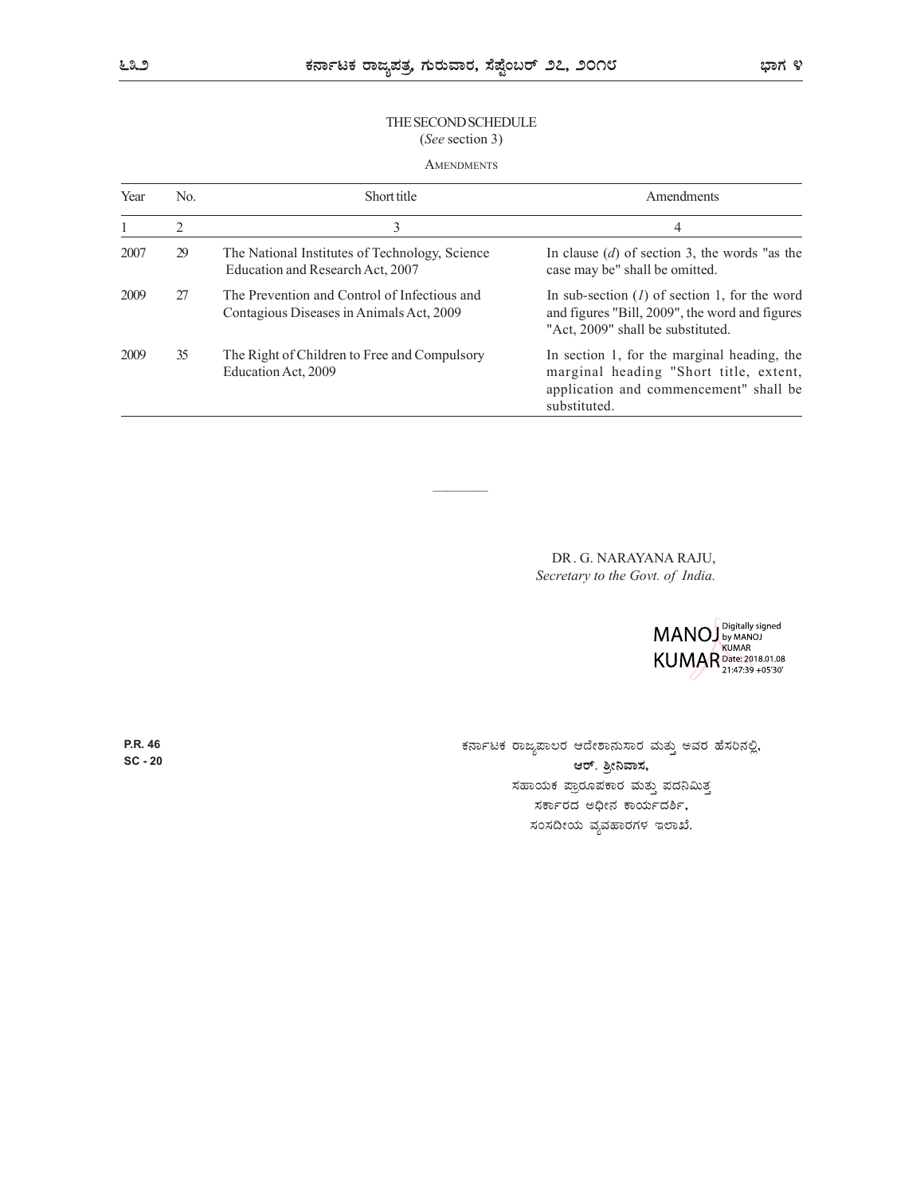THE SECOND SCHEDULE

(*See* section 3)

AMENDMENTS

| Year | No. | Short title | Amendments |
|---|---|---|---|
| 1 | 2 | 3 | 4 |
| 2007 | 29 | The National Institutes of Technology, Science Education and Research Act, 2007 | In clause (*d*) of section 3, the words "as the case may be" shall be omitted. |
| 2009 | 27 | The Prevention and Control of Infectious and Contagious Diseases in Animals Act, 2009 | In sub-section (*1*) of section 1, for the word and figures "Bill, 2009", the word and figures "Act, 2009" shall be substituted. |
| 2009 | 35 | The Right of Children to Free and Compulsory Education Act, 2009 | In section 1, for the marginal heading, the marginal heading "Short title, extent, application and commencement" shall be substituted. |

————

DR. G. NARAYANA RAJU,
*Secretary to the Govt. of India.*

MANOJ KUMAR Digitally signed by MANOJ KUMAR Date: 2018.01.08 21:47:39 +05'30'

**P.R. 46**
**SC - 20**

ಕರ್ನಾಟಕ ರಾಜ್ಯಪಾಲರ ಆದೇಶಾನುಸಾರ ಮತ್ತು ಅವರ ಹೆಸರಿನಲ್ಲಿ,
**ಆರ್. ಶ್ರೀನಿವಾಸ,**
ಸಹಾಯಕ ಪ್ರಾರೂಪಕಾರ ಮತ್ತು ಪದನಿಮಿತ್ತ
ಸರ್ಕಾರದ ಅಧೀನ ಕಾರ್ಯದರ್ಶಿ,
ಸಂಸದೀಯ ವ್ಯವಹಾರಗಳ ಇಲಾಖೆ.